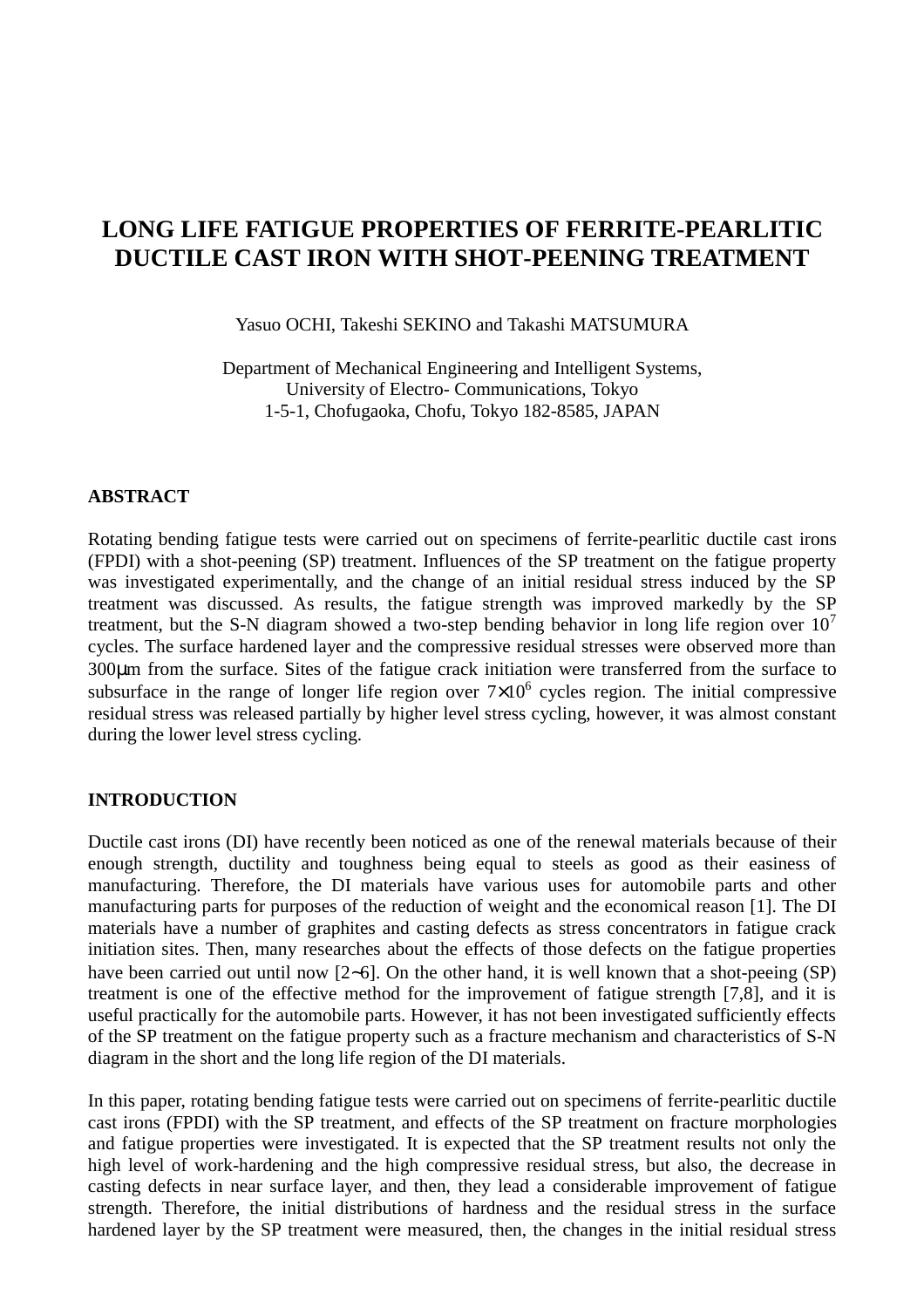# LONG LIFE FATIGUE PROPERTIES OF FERRITE-PEARLITIC DUCTILE CAST IRON WITH SHOT-PEENING TREATMENT

Yasuo OCHI, Takeshi SEKINO and Takashi MATSUMURA

Department of Mechanical Engineering and Intelligent Systems,
University of Electro- Communications, Tokyo
1-5-1, Chofugaoka, Chofu, Tokyo 182-8585, JAPAN

## ABSTRACT

Rotating bending fatigue tests were carried out on specimens of ferrite-pearlitic ductile cast irons (FPDI) with a shot-peening (SP) treatment. Influences of the SP treatment on the fatigue property was investigated experimentally, and the change of an initial residual stress induced by the SP treatment was discussed. As results, the fatigue strength was improved markedly by the SP treatment, but the S-N diagram showed a two-step bending behavior in long life region over $10^7$ cycles. The surface hardened layer and the compressive residual stresses were observed more than 300μm from the surface. Sites of the fatigue crack initiation were transferred from the surface to subsurface in the range of longer life region over $7\times10^6$ cycles region. The initial compressive residual stress was released partially by higher level stress cycling, however, it was almost constant during the lower level stress cycling.

## INTRODUCTION

Ductile cast irons (DI) have recently been noticed as one of the renewal materials because of their enough strength, ductility and toughness being equal to steels as good as their easiness of manufacturing. Therefore, the DI materials have various uses for automobile parts and other manufacturing parts for purposes of the reduction of weight and the economical reason [1]. The DI materials have a number of graphites and casting defects as stress concentrators in fatigue crack initiation sites. Then, many researches about the effects of those defects on the fatigue properties have been carried out until now [2~6]. On the other hand, it is well known that a shot-peeing (SP) treatment is one of the effective method for the improvement of fatigue strength [7,8], and it is useful practically for the automobile parts. However, it has not been investigated sufficiently effects of the SP treatment on the fatigue property such as a fracture mechanism and characteristics of S-N diagram in the short and the long life region of the DI materials.

In this paper, rotating bending fatigue tests were carried out on specimens of ferrite-pearlitic ductile cast irons (FPDI) with the SP treatment, and effects of the SP treatment on fracture morphologies and fatigue properties were investigated. It is expected that the SP treatment results not only the high level of work-hardening and the high compressive residual stress, but also, the decrease in casting defects in near surface layer, and then, they lead a considerable improvement of fatigue strength. Therefore, the initial distributions of hardness and the residual stress in the surface hardened layer by the SP treatment were measured, then, the changes in the initial residual stress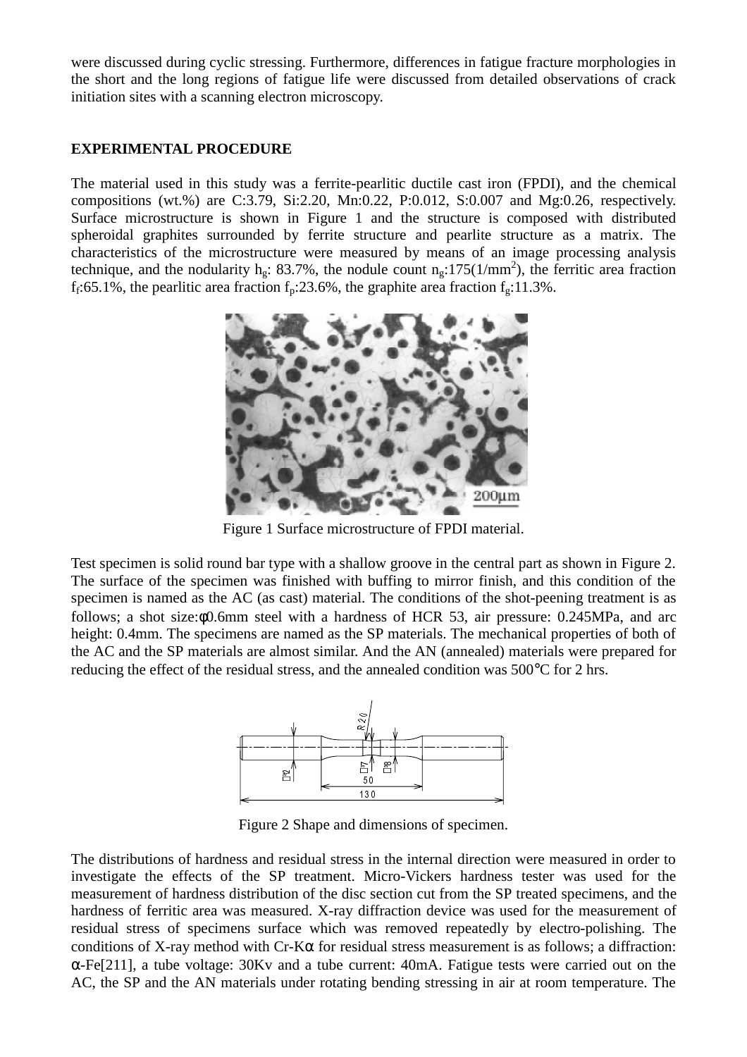were discussed during cyclic stressing. Furthermore, differences in fatigue fracture morphologies in the short and the long regions of fatigue life were discussed from detailed observations of crack initiation sites with a scanning electron microscopy.

## EXPERIMENTAL PROCEDURE

The material used in this study was a ferrite-pearlitic ductile cast iron (FPDI), and the chemical compositions (wt.%) are C:3.79, Si:2.20, Mn:0.22, P:0.012, S:0.007 and Mg:0.26, respectively. Surface microstructure is shown in Figure 1 and the structure is composed with distributed spheroidal graphites surrounded by ferrite structure and pearlite structure as a matrix. The characteristics of the microstructure were measured by means of an image processing analysis technique, and the nodularity $h_g$: 83.7%, the nodule count $n_g$:175(1/mm$^2$), the ferritic area fraction $f_f$:65.1%, the pearlitic area fraction $f_p$:23.6%, the graphite area fraction $f_g$:11.3%.

200μm

Figure 1 Surface microstructure of FPDI material.

Test specimen is solid round bar type with a shallow groove in the central part as shown in Figure 2. The surface of the specimen was finished with buffing to mirror finish, and this condition of the specimen is named as the AC (as cast) material. The conditions of the shot-peening treatment is as follows; a shot size:φ0.6mm steel with a hardness of HCR 53, air pressure: 0.245MPa, and arc height: 0.4mm. The specimens are named as the SP materials. The mechanical properties of both of the AC and the SP materials are almost similar. And the AN (annealed) materials were prepared for reducing the effect of the residual stress, and the annealed condition was 500°C for 2 hrs.

R20

□12 □7 □8

50

130

Figure 2 Shape and dimensions of specimen.

The distributions of hardness and residual stress in the internal direction were measured in order to investigate the effects of the SP treatment. Micro-Vickers hardness tester was used for the measurement of hardness distribution of the disc section cut from the SP treated specimens, and the hardness of ferritic area was measured. X-ray diffraction device was used for the measurement of residual stress of specimens surface which was removed repeatedly by electro-polishing. The conditions of X-ray method with Cr-Kα for residual stress measurement is as follows; a diffraction: α-Fe[211], a tube voltage: 30Kv and a tube current: 40mA. Fatigue tests were carried out on the AC, the SP and the AN materials under rotating bending stressing in air at room temperature. The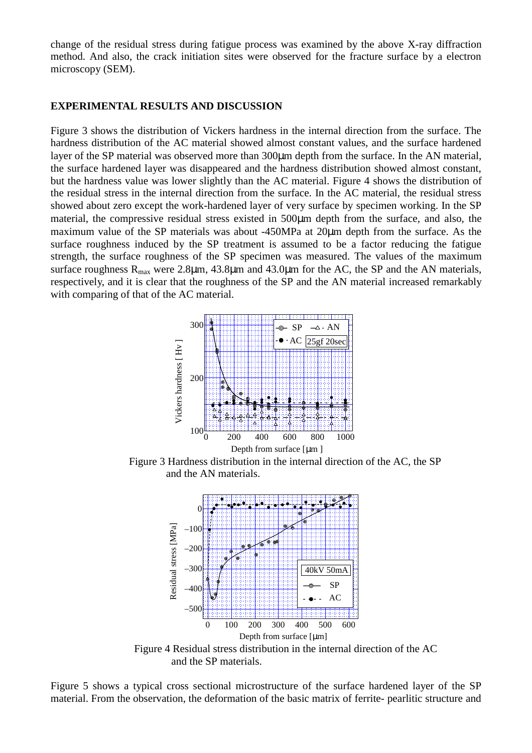change of the residual stress during fatigue process was examined by the above X-ray diffraction method. And also, the crack initiation sites were observed for the fracture surface by a electron microscopy (SEM).

## EXPERIMENTAL RESULTS AND DISCUSSION

Figure 3 shows the distribution of Vickers hardness in the internal direction from the surface. The hardness distribution of the AC material showed almost constant values, and the surface hardened layer of the SP material was observed more than 300μm depth from the surface. In the AN material, the surface hardened layer was disappeared and the hardness distribution showed almost constant, but the hardness value was lower slightly than the AC material. Figure 4 shows the distribution of the residual stress in the internal direction from the surface. In the AC material, the residual stress showed about zero except the work-hardened layer of very surface by specimen working. In the SP material, the compressive residual stress existed in 500μm depth from the surface, and also, the maximum value of the SP materials was about -450MPa at 20μm depth from the surface. As the surface roughness induced by the SP treatment is assumed to be a factor reducing the fatigue strength, the surface roughness of the SP specimen was measured. The values of the maximum surface roughness $R_{max}$ were 2.8μm, 43.8μm and 43.0μm for the AC, the SP and the AN materials, respectively, and it is clear that the roughness of the SP and the AN material increased remarkably with comparing of that of the AC material.

Vickers hardness [ Hv ]
300
200
100
0 200 400 600 800 1000
Depth from surface [ μm ]
SP AN
AC 25gf 20sec

Figure 3 Hardness distribution in the internal direction of the AC, the SP and the AN materials.

Residual stress [MPa]
0
−100
−200
−300
−400
−500
0 100 200 300 400 500 600
Depth from surface [μm]
40kV 50mA
SP
AC

Figure 4 Residual stress distribution in the internal direction of the AC and the SP materials.

Figure 5 shows a typical cross sectional microstructure of the surface hardened layer of the SP material. From the observation, the deformation of the basic matrix of ferrite- pearlitic structure and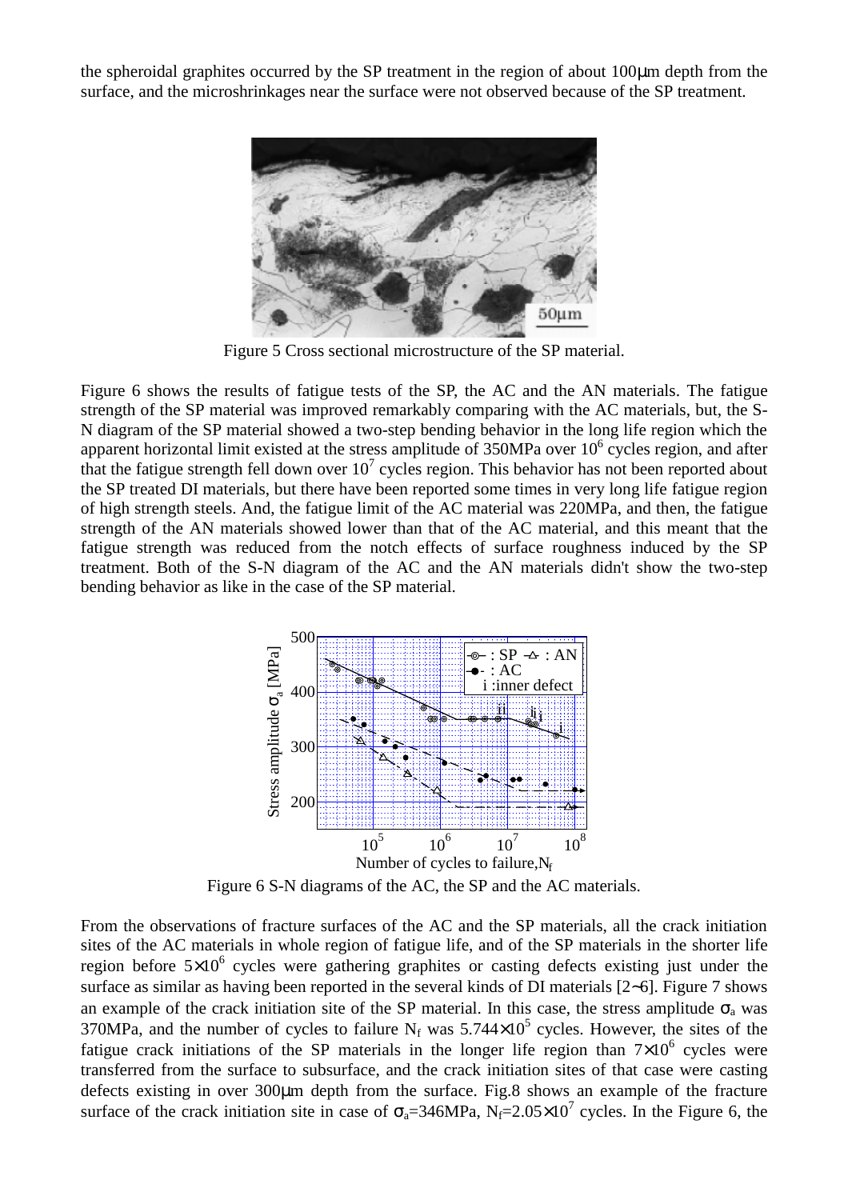the spheroidal graphites occurred by the SP treatment in the region of about 100μm depth from the surface, and the microshrinkages near the surface were not observed because of the SP treatment.

50μm

Figure 5 Cross sectional microstructure of the SP material.

Figure 6 shows the results of fatigue tests of the SP, the AC and the AN materials. The fatigue strength of the SP material was improved remarkably comparing with the AC materials, but, the S-N diagram of the SP material showed a two-step bending behavior in the long life region which the apparent horizontal limit existed at the stress amplitude of 350MPa over $10^6$ cycles region, and after that the fatigue strength fell down over $10^7$ cycles region. This behavior has not been reported about the SP treated DI materials, but there have been reported some times in very long life fatigue region of high strength steels. And, the fatigue limit of the AC material was 220MPa, and then, the fatigue strength of the AN materials showed lower than that of the AC material, and this meant that the fatigue strength was reduced from the notch effects of surface roughness induced by the SP treatment. Both of the S-N diagram of the AC and the AN materials didn't show the two-step bending behavior as like in the case of the SP material.

Stress amplitude $\sigma_a$ [MPa]

500
400
300
200

: SP : AN
: AC
i :inner defect

$10^5$ $10^6$ $10^7$ $10^8$

Number of cycles to failure,$N_f$

Figure 6 S-N diagrams of the AC, the SP and the AC materials.

From the observations of fracture surfaces of the AC and the SP materials, all the crack initiation sites of the AC materials in whole region of fatigue life, and of the SP materials in the shorter life region before $5\times10^6$ cycles were gathering graphites or casting defects existing just under the surface as similar as having been reported in the several kinds of DI materials [2~6]. Figure 7 shows an example of the crack initiation site of the SP material. In this case, the stress amplitude $\sigma_a$ was 370MPa, and the number of cycles to failure $N_f$ was $5.744\times10^5$ cycles. However, the sites of the fatigue crack initiations of the SP materials in the longer life region than $7\times10^6$ cycles were transferred from the surface to subsurface, and the crack initiation sites of that case were casting defects existing in over 300μm depth from the surface. Fig.8 shows an example of the fracture surface of the crack initiation site in case of $\sigma_a$=346MPa, $N_f$=$2.05\times10^7$ cycles. In the Figure 6, the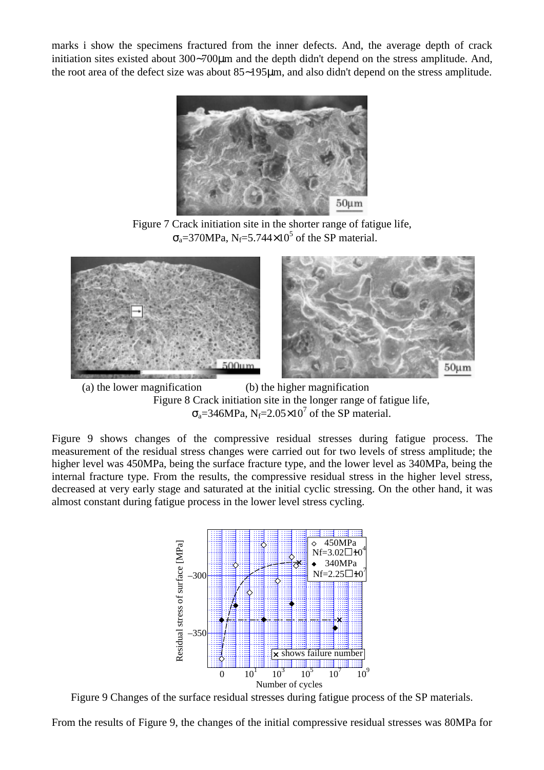marks i show the specimens fractured from the inner defects. And, the average depth of crack initiation sites existed about 300~700μm and the depth didn't depend on the stress amplitude. And, the root area of the defect size was about 85~195μm, and also didn't depend on the stress amplitude.

50μm

Figure 7 Crack initiation site in the shorter range of fatigue life, $\sigma_a$=370MPa, $N_f=5.744\times10^5$ of the SP material.

500μm

50μm

(a) the lower magnification (b) the higher magnification

Figure 8 Crack initiation site in the longer range of fatigue life, $\sigma_a$=346MPa, $N_f=2.05\times10^7$ of the SP material.

Figure 9 shows changes of the compressive residual stresses during fatigue process. The measurement of the residual stress changes were carried out for two levels of stress amplitude; the higher level was 450MPa, being the surface fracture type, and the lower level as 340MPa, being the internal fracture type. From the results, the compressive residual stress in the higher level stress, decreased at very early stage and saturated at the initial cyclic stressing. On the other hand, it was almost constant during fatigue process in the lower level stress cycling.

Residual stress of surface [MPa]

−300

−350

0

$10^1$

$10^3$

$10^5$

$10^7$

$10^9$

Number of cycles

◇ 450MPa Nf=3.02×$10^4$

◆ 340MPa Nf=2.25×$10^7$

× shows failure number

Figure 9 Changes of the surface residual stresses during fatigue process of the SP materials.

From the results of Figure 9, the changes of the initial compressive residual stresses was 80MPa for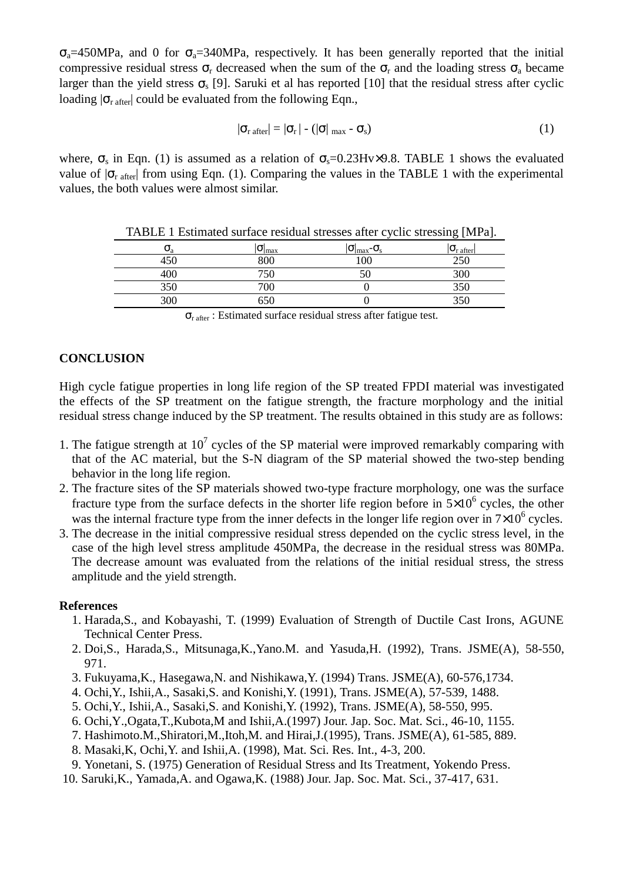$\sigma_a$=450MPa, and 0 for $\sigma_a$=340MPa, respectively. It has been generally reported that the initial compressive residual stress $\sigma_r$ decreased when the sum of the $\sigma_r$ and the loading stress $\sigma_a$ became larger than the yield stress $\sigma_s$ [9]. Saruki et al has reported [10] that the residual stress after cyclic loading $|\sigma_{r\ after}|$ could be evaluated from the following Eqn.,

$$|\sigma_{r\ after}| = |\sigma_r| - (|\sigma|_{max} - \sigma_s) \tag{1}$$

where, $\sigma_s$ in Eqn. (1) is assumed as a relation of $\sigma_s$=0.23Hv×9.8. TABLE 1 shows the evaluated value of $|\sigma_{r\ after}|$ from using Eqn. (1). Comparing the values in the TABLE 1 with the experimental values, the both values were almost similar.

TABLE 1 Estimated surface residual stresses after cyclic stressing [MPa].

| $\sigma_a$ | $\lvert\sigma\rvert_{max}$ | $\lvert\sigma\rvert_{max}-\sigma_s$ | $\lvert\sigma_{r\ after}\rvert$ |
|---|---|---|---|
| 450 | 800 | 100 | 250 |
| 400 | 750 | 50 | 300 |
| 350 | 700 | 0 | 350 |
| 300 | 650 | 0 | 350 |

$\sigma_{r\ after}$ : Estimated surface residual stress after fatigue test.

## CONCLUSION

High cycle fatigue properties in long life region of the SP treated FPDI material was investigated the effects of the SP treatment on the fatigue strength, the fracture morphology and the initial residual stress change induced by the SP treatment. The results obtained in this study are as follows:

1. The fatigue strength at $10^7$ cycles of the SP material were improved remarkably comparing with that of the AC material, but the S-N diagram of the SP material showed the two-step bending behavior in the long life region.
2. The fracture sites of the SP materials showed two-type fracture morphology, one was the surface fracture type from the surface defects in the shorter life region before in $5\times10^6$ cycles, the other was the internal fracture type from the inner defects in the longer life region over in $7\times10^6$ cycles.
3. The decrease in the initial compressive residual stress depended on the cyclic stress level, in the case of the high level stress amplitude 450MPa, the decrease in the residual stress was 80MPa. The decrease amount was evaluated from the relations of the initial residual stress, the stress amplitude and the yield strength.

### References

1. Harada,S., and Kobayashi, T. (1999) Evaluation of Strength of Ductile Cast Irons, AGUNE Technical Center Press.
2. Doi,S., Harada,S., Mitsunaga,K.,Yano.M. and Yasuda,H. (1992), Trans. JSME(A), 58-550, 971.
3. Fukuyama,K., Hasegawa,N. and Nishikawa,Y. (1994) Trans. JSME(A), 60-576,1734.
4. Ochi,Y., Ishii,A., Sasaki,S. and Konishi,Y. (1991), Trans. JSME(A), 57-539, 1488.
5. Ochi,Y., Ishii,A., Sasaki,S. and Konishi,Y. (1992), Trans. JSME(A), 58-550, 995.
6. Ochi,Y.,Ogata,T.,Kubota,M and Ishii,A.(1997) Jour. Jap. Soc. Mat. Sci., 46-10, 1155.
7. Hashimoto.M.,Shiratori,M.,Itoh,M. and Hirai,J.(1995), Trans. JSME(A), 61-585, 889.
8. Masaki,K, Ochi,Y. and Ishii,A. (1998), Mat. Sci. Res. Int., 4-3, 200.
9. Yonetani, S. (1975) Generation of Residual Stress and Its Treatment, Yokendo Press.
10. Saruki,K., Yamada,A. and Ogawa,K. (1988) Jour. Jap. Soc. Mat. Sci., 37-417, 631.